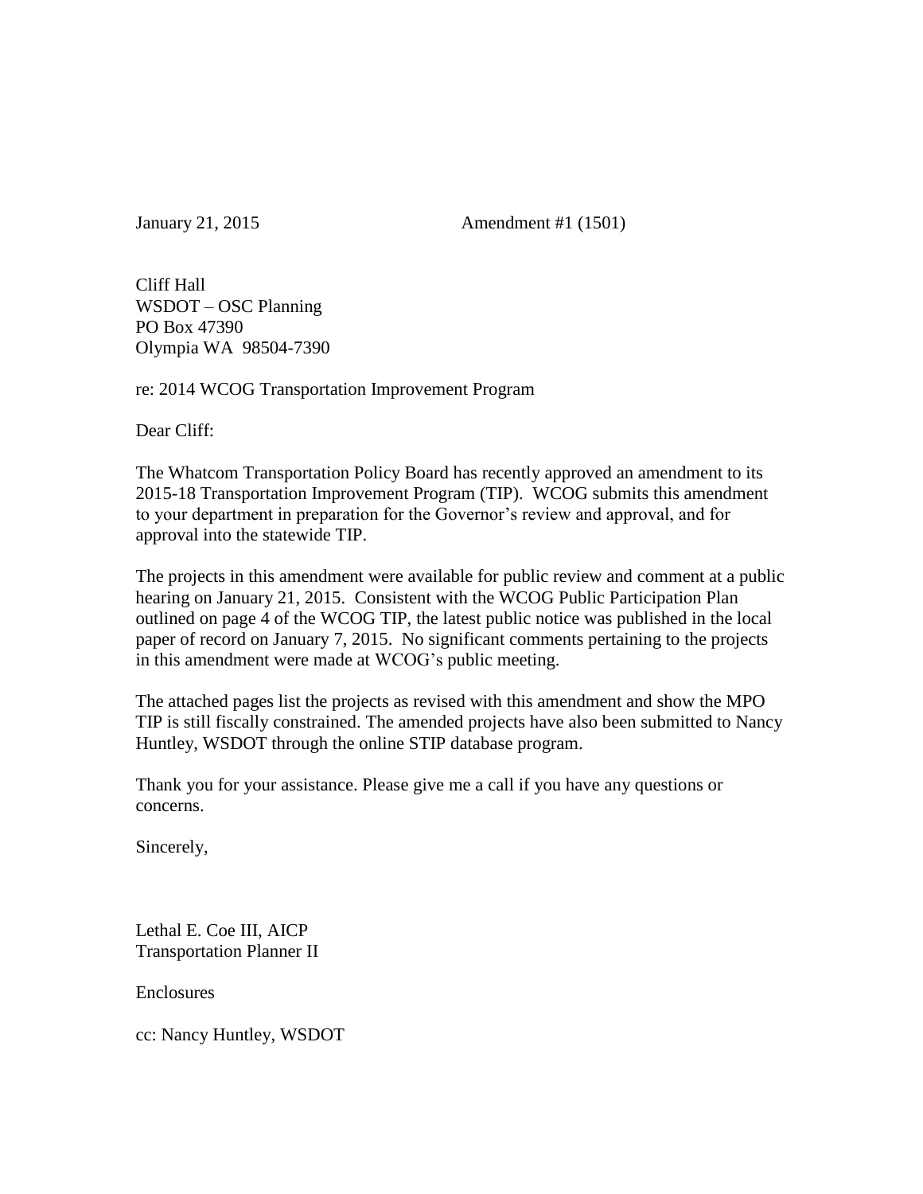January 21, 2015 Amendment #1 (1501)

Cliff Hall
WSDOT – OSC Planning
PO Box 47390
Olympia WA 98504-7390

re: 2014 WCOG Transportation Improvement Program

Dear Cliff:

The Whatcom Transportation Policy Board has recently approved an amendment to its 2015-18 Transportation Improvement Program (TIP). WCOG submits this amendment to your department in preparation for the Governor's review and approval, and for approval into the statewide TIP.

The projects in this amendment were available for public review and comment at a public hearing on January 21, 2015. Consistent with the WCOG Public Participation Plan outlined on page 4 of the WCOG TIP, the latest public notice was published in the local paper of record on January 7, 2015. No significant comments pertaining to the projects in this amendment were made at WCOG's public meeting.

The attached pages list the projects as revised with this amendment and show the MPO TIP is still fiscally constrained. The amended projects have also been submitted to Nancy Huntley, WSDOT through the online STIP database program.

Thank you for your assistance. Please give me a call if you have any questions or concerns.

Sincerely,

Lethal E. Coe III, AICP
Transportation Planner II

Enclosures

cc: Nancy Huntley, WSDOT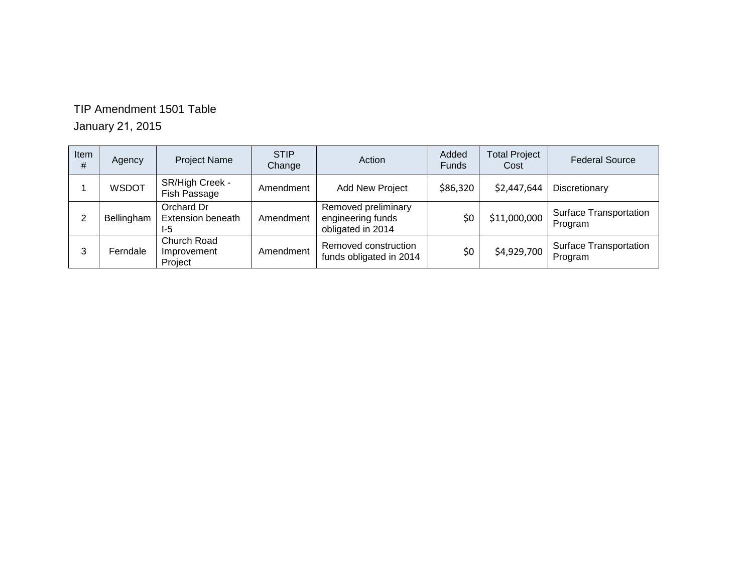TIP Amendment 1501 Table

January 21, 2015

| Item # | Agency | Project Name | STIP Change | Action | Added Funds | Total Project Cost | Federal Source |
|---|---|---|---|---|---|---|---|
| 1 | WSDOT | SR/High Creek - Fish Passage | Amendment | Add New Project | $86,320 | $2,447,644 | Discretionary |
| 2 | Bellingham | Orchard Dr Extension beneath I-5 | Amendment | Removed preliminary engineering funds obligated in 2014 | $0 | $11,000,000 | Surface Transportation Program |
| 3 | Ferndale | Church Road Improvement Project | Amendment | Removed construction funds obligated in 2014 | $0 | $4,929,700 | Surface Transportation Program |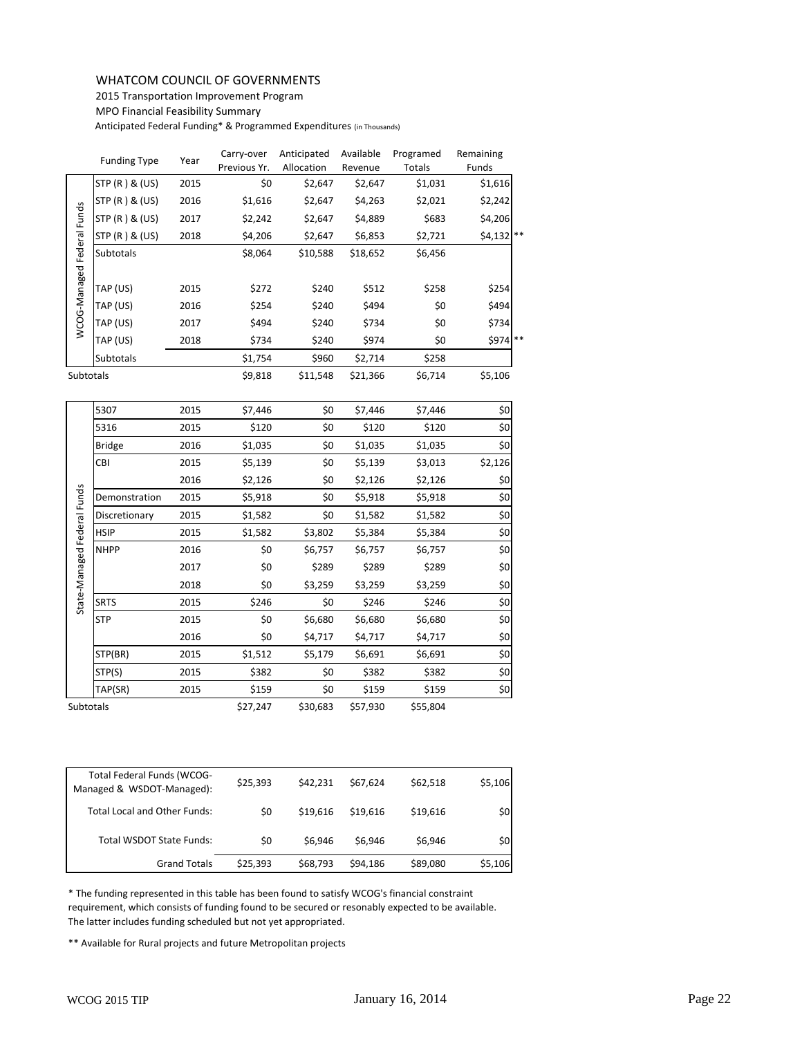WHATCOM COUNCIL OF GOVERNMENTS

2015 Transportation Improvement Program

MPO Financial Feasibility Summary

Anticipated Federal Funding* & Programmed Expenditures (in Thousands)

| | Funding Type | Year | Carry-over Previous Yr. | Anticipated Allocation | Available Revenue | Programed Totals | Remaining Funds |
|---|---|---|---|---|---|---|---|
| WCOG-Managed Federal Funds | STP (R ) & (US) | 2015 | $0 | $2,647 | $2,647 | $1,031 | $1,616 |
| | STP (R ) & (US) | 2016 | $1,616 | $2,647 | $4,263 | $2,021 | $2,242 |
| | STP (R ) & (US) | 2017 | $2,242 | $2,647 | $4,889 | $683 | $4,206 |
| | STP (R ) & (US) | 2018 | $4,206 | $2,647 | $6,853 | $2,721 | $4,132 ** |
| | Subtotals | | $8,064 | $10,588 | $18,652 | $6,456 | |
| | TAP (US) | 2015 | $272 | $240 | $512 | $258 | $254 |
| | TAP (US) | 2016 | $254 | $240 | $494 | $0 | $494 |
| | TAP (US) | 2017 | $494 | $240 | $734 | $0 | $734 |
| | TAP (US) | 2018 | $734 | $240 | $974 | $0 | $974 ** |
| | Subtotals | | $1,754 | $960 | $2,714 | $258 | |
| Subtotals | | | $9,818 | $11,548 | $21,366 | $6,714 | $5,106 |

| | Funding Type | Year | Carry-over Previous Yr. | Anticipated Allocation | Available Revenue | Programed Totals | Remaining Funds |
|---|---|---|---|---|---|---|---|
| State-Managed Federal Funds | 5307 | 2015 | $7,446 | $0 | $7,446 | $7,446 | $0 |
| | 5316 | 2015 | $120 | $0 | $120 | $120 | $0 |
| | Bridge | 2016 | $1,035 | $0 | $1,035 | $1,035 | $0 |
| | CBI | 2015 | $5,139 | $0 | $5,139 | $3,013 | $2,126 |
| | | 2016 | $2,126 | $0 | $2,126 | $2,126 | $0 |
| | Demonstration | 2015 | $5,918 | $0 | $5,918 | $5,918 | $0 |
| | Discretionary | 2015 | $1,582 | $0 | $1,582 | $1,582 | $0 |
| | HSIP | 2015 | $1,582 | $3,802 | $5,384 | $5,384 | $0 |
| | NHPP | 2016 | $0 | $6,757 | $6,757 | $6,757 | $0 |
| | | 2017 | $0 | $289 | $289 | $289 | $0 |
| | | 2018 | $0 | $3,259 | $3,259 | $3,259 | $0 |
| | SRTS | 2015 | $246 | $0 | $246 | $246 | $0 |
| | STP | 2015 | $0 | $6,680 | $6,680 | $6,680 | $0 |
| | | 2016 | $0 | $4,717 | $4,717 | $4,717 | $0 |
| | STP(BR) | 2015 | $1,512 | $5,179 | $6,691 | $6,691 | $0 |
| | STP(S) | 2015 | $382 | $0 | $382 | $382 | $0 |
| | TAP(SR) | 2015 | $159 | $0 | $159 | $159 | $0 |
| Subtotals | | | $27,247 | $30,683 | $57,930 | $55,804 | |

| | Carry-over Previous Yr. | Anticipated Allocation | Available Revenue | Programed Totals | Remaining Funds |
|---|---|---|---|---|---|
| Total Federal Funds (WCOG-Managed & WSDOT-Managed): | $25,393 | $42,231 | $67,624 | $62,518 | $5,106 |
| Total Local and Other Funds: | $0 | $19,616 | $19,616 | $19,616 | $0 |
| Total WSDOT State Funds: | $0 | $6,946 | $6,946 | $6,946 | $0 |
| Grand Totals | $25,393 | $68,793 | $94,186 | $89,080 | $5,106 |

* The funding represented in this table has been found to satisfy WCOG's financial constraint requirement, which consists of funding found to be secured or resonably expected to be available. The latter includes funding scheduled but not yet appropriated.

** Available for Rural projects and future Metropolitan projects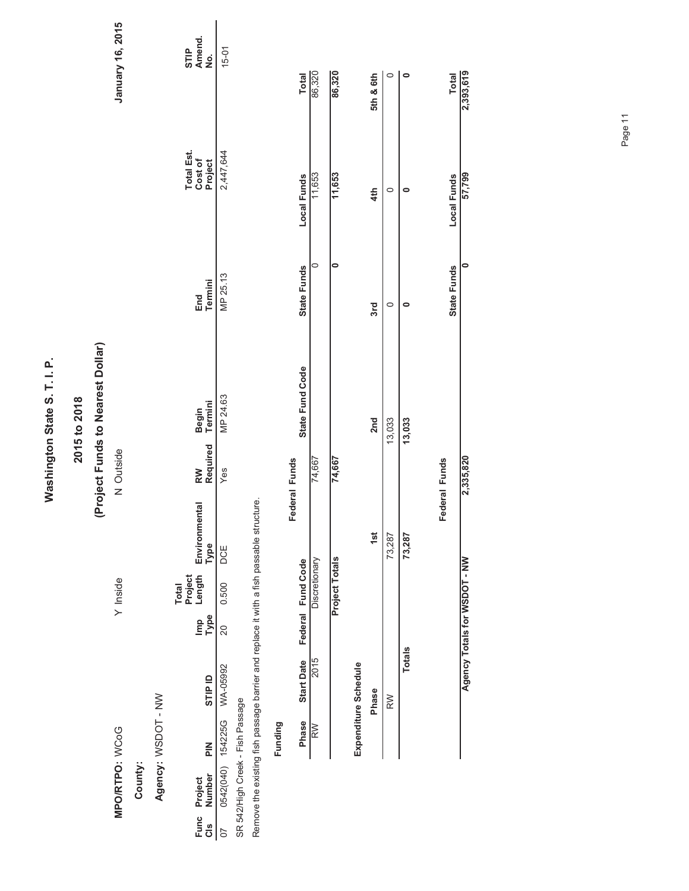# Washington State S. T. I. P.

## 2015 to 2018

## (Project Funds to Nearest Dollar)

January 16, 2015

**MPO/RTPO:** WCoG Y Inside N Outside

**County:**

**Agency:** WSDOT - NW

| Func Cls | Project Number | PIN | STIP ID | Imp Type | Total Project Length | Environmental Type | RW Required | Begin Termini | End Termini | Total Est. Cost of Project | STIP Amend. No. |
|---|---|---|---|---|---|---|---|---|---|---|---|
| 07 | 0542(040) | 154225G | WA-05992 | 20 | 0.500 | DCE | Yes | MP 24.63 | MP 25.13 | 2,447,644 | 15-01 |

SR 542/High Creek - Fish Passage

Remove the existing fish passage barrier and replace it with a fish passable structure.

**Funding**

| Phase | Start Date | Federal Fund Code | Federal Funds | State Fund Code | State Funds | Local Funds | Total |
|---|---|---|---|---|---|---|---|
| RW | 2015 | Discretionary | 74,667 | | 0 | 11,653 | 86,320 |
| | | **Project Totals** | **74,667** | | **0** | **11,653** | **86,320** |

**Expenditure Schedule**

| Phase | 1st | 2nd | 3rd | 4th | 5th & 6th |
|---|---|---|---|---|---|
| RW | 73,287 | 13,033 | 0 | 0 | 0 |
| **Totals** | **73,287** | **13,033** | **0** | **0** | **0** |

| | Federal Funds | State Funds | Local Funds | Total |
|---|---|---|---|---|
| **Agency Totals for WSDOT - NW** | **2,335,820** | **0** | **57,799** | **2,393,619** |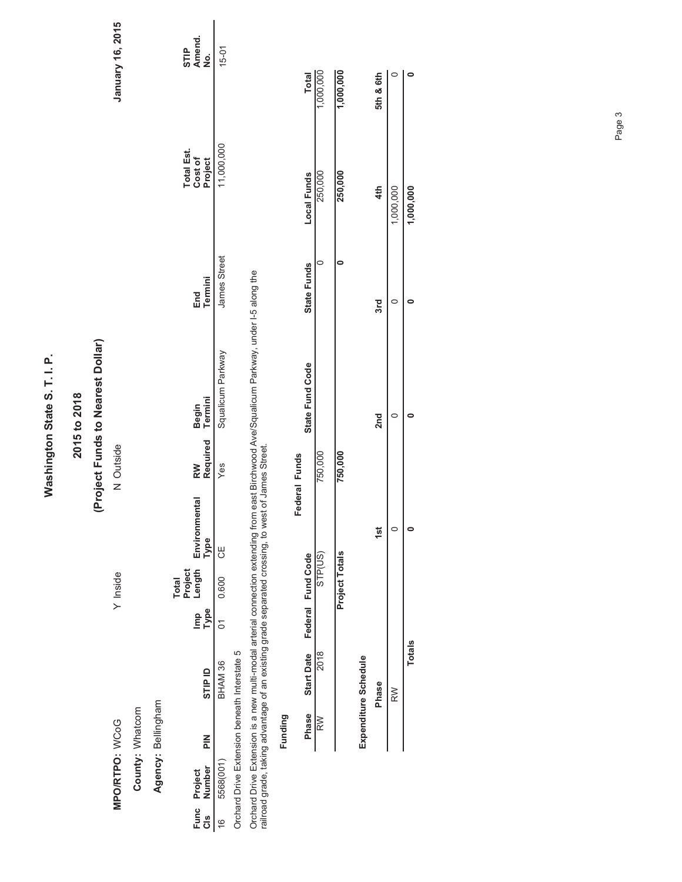# Washington State S. T. I. P.

## 2015 to 2018

## (Project Funds to Nearest Dollar)

January 16, 2015

**MPO/RTPO:** WCoG Y Inside N Outside

**County:** Whatcom

**Agency:** Bellingham

| Func Cls | Project Number | PIN | STIP ID | Imp Type | Total Project Length | Environmental Type | RW Required | Begin Termini | End Termini | Total Est. Cost of Project | STIP Amend. No. |
|---|---|---|---|---|---|---|---|---|---|---|---|
| 16 | 5568(001) | | BHAM 36 | 01 | 0.600 | CE | Yes | Squalicum Parkway | James Street | 11,000,000 | 15-01 |

Orchard Drive Extension beneath Interstate 5

Orchard Drive Extension is a new multi-modal arterial connection extending from east Birchwood Ave/Squalicum Parkway, under I-5 along the railroad grade, taking advantage of an existing grade separated crossing, to west of James Street.

**Funding**

| Phase | Start Date | Federal Fund Code | Federal Funds | State Fund Code | State Funds | Local Funds | Total |
|---|---|---|---|---|---|---|---|
| RW | 2018 | STP(US) | 750,000 | | 0 | 250,000 | 1,000,000 |
| | | **Project Totals** | **750,000** | | **0** | **250,000** | **1,000,000** |

**Expenditure Schedule**

| Phase | 1st | 2nd | 3rd | 4th | 5th & 6th |
|---|---|---|---|---|---|
| RW | 0 | 0 | 0 | 1,000,000 | 0 |
| **Totals** | **0** | **0** | **0** | **1,000,000** | **0** |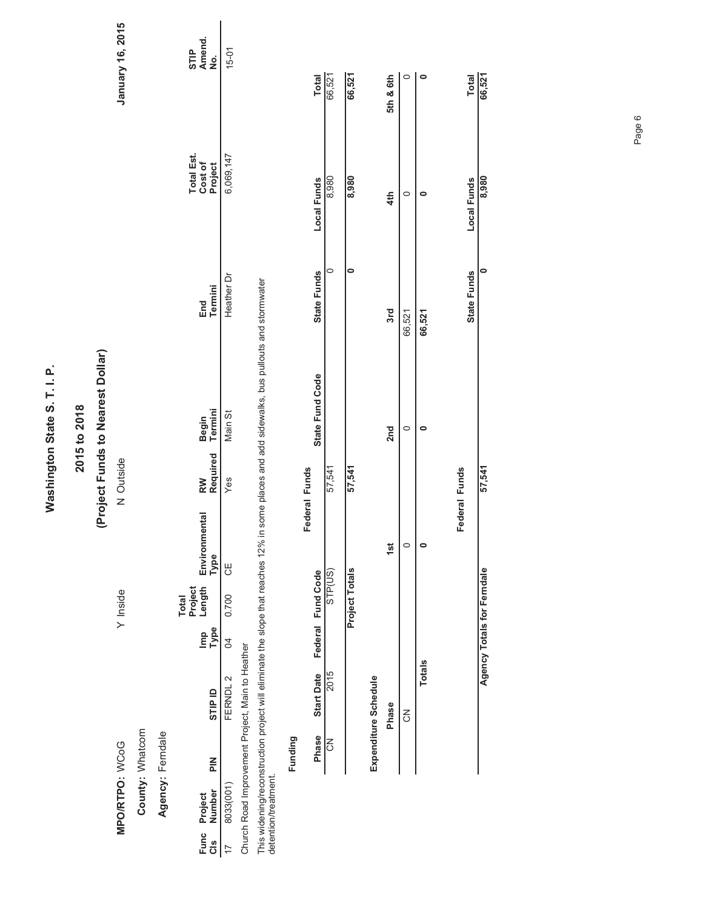# Washington State S. T. I. P.

## 2015 to 2018

## (Project Funds to Nearest Dollar)

**January 16, 2015**

**MPO/RTPO:** WCoG Y Inside N Outside

**County:** Whatcom

**Agency:** Ferndale

| Func Cls | Project Number | PIN | STIP ID | Imp Type | Total Project Length | Environmental Type | RW Required | Begin Termini | End Termini | Total Est. Cost of Project | STIP Amend. No. |
|---|---|---|---|---|---|---|---|---|---|---|---|
| 17 | 8033(001) | | FERNDL 2 | 04 | 0.700 | CE | Yes | Main St | Heather Dr | 6,069,147 | 15-01 |

Church Road Improvement Project, Main to Heather

This widening/reconstruction project will eliminate the slope that reaches 12% in some places and add sidewalks, bus pullouts and stormwater detention/treatment.

**Funding**

| Phase | Start Date | Federal Fund Code | Federal Funds | State Fund Code | State Funds | Local Funds | Total |
|---|---|---|---|---|---|---|---|
| CN | 2015 | STP(US) | 57,541 | | 0 | 8,980 | 66,521 |
| | | **Project Totals** | **57,541** | | **0** | **8,980** | **66,521** |

**Expenditure Schedule**

| Phase | 1st | 2nd | 3rd | 4th | 5th & 6th |
|---|---|---|---|---|---|
| CN | 0 | 0 | 66,521 | 0 | 0 |
| **Totals** | **0** | **0** | **66,521** | **0** | **0** |

| | Federal Funds | State Funds | Local Funds | Total |
|---|---|---|---|---|
| **Agency Totals for Ferndale** | **57,541** | **0** | **8,980** | **66,521** |